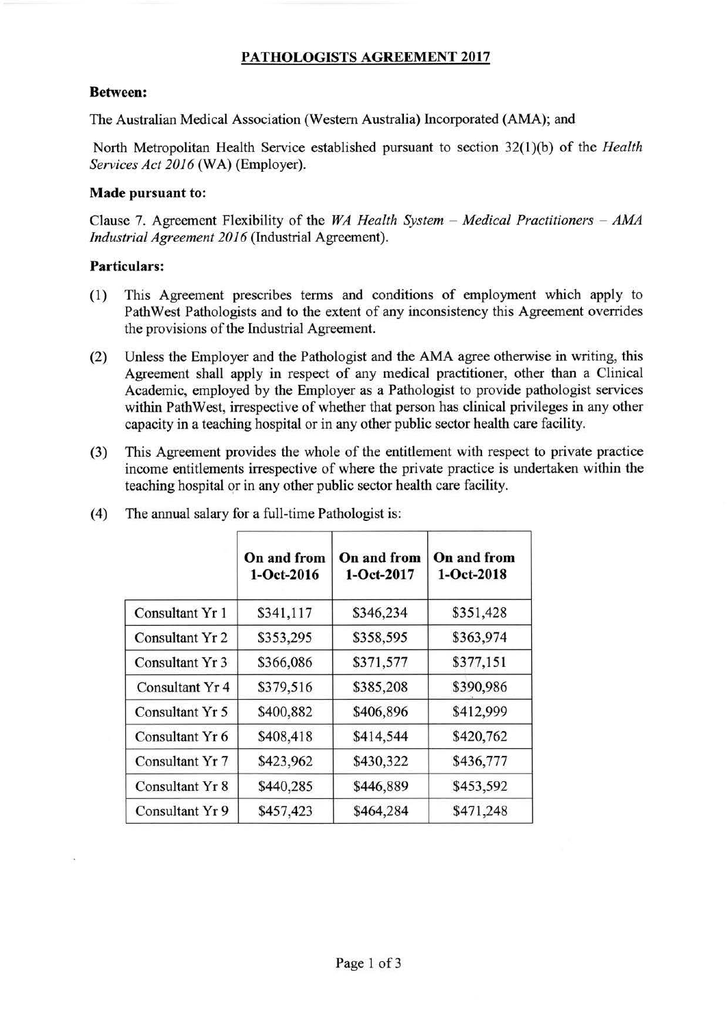# PATHOLOGISTS AGREEMENT 2017

**Between:**

The Australian Medical Association (Western Australia) Incorporated (AMA); and

North Metropolitan Health Service established pursuant to section 32(1)(b) of the *Health Services Act 2016* (WA) (Employer).

**Made pursuant to:**

Clause 7. Agreement Flexibility of the *WA Health System – Medical Practitioners – AMA Industrial Agreement 2016* (Industrial Agreement).

**Particulars:**

(1) This Agreement prescribes terms and conditions of employment which apply to PathWest Pathologists and to the extent of any inconsistency this Agreement overrides the provisions of the Industrial Agreement.

(2) Unless the Employer and the Pathologist and the AMA agree otherwise in writing, this Agreement shall apply in respect of any medical practitioner, other than a Clinical Academic, employed by the Employer as a Pathologist to provide pathologist services within PathWest, irrespective of whether that person has clinical privileges in any other capacity in a teaching hospital or in any other public sector health care facility.

(3) This Agreement provides the whole of the entitlement with respect to private practice income entitlements irrespective of where the private practice is undertaken within the teaching hospital or in any other public sector health care facility.

(4) The annual salary for a full-time Pathologist is:

| | On and from 1-Oct-2016 | On and from 1-Oct-2017 | On and from 1-Oct-2018 |
|---|---|---|---|
| Consultant Yr 1 | $341,117 | $346,234 | $351,428 |
| Consultant Yr 2 | $353,295 | $358,595 | $363,974 |
| Consultant Yr 3 | $366,086 | $371,577 | $377,151 |
| Consultant Yr 4 | $379,516 | $385,208 | $390,986 |
| Consultant Yr 5 | $400,882 | $406,896 | $412,999 |
| Consultant Yr 6 | $408,418 | $414,544 | $420,762 |
| Consultant Yr 7 | $423,962 | $430,322 | $436,777 |
| Consultant Yr 8 | $440,285 | $446,889 | $453,592 |
| Consultant Yr 9 | $457,423 | $464,284 | $471,248 |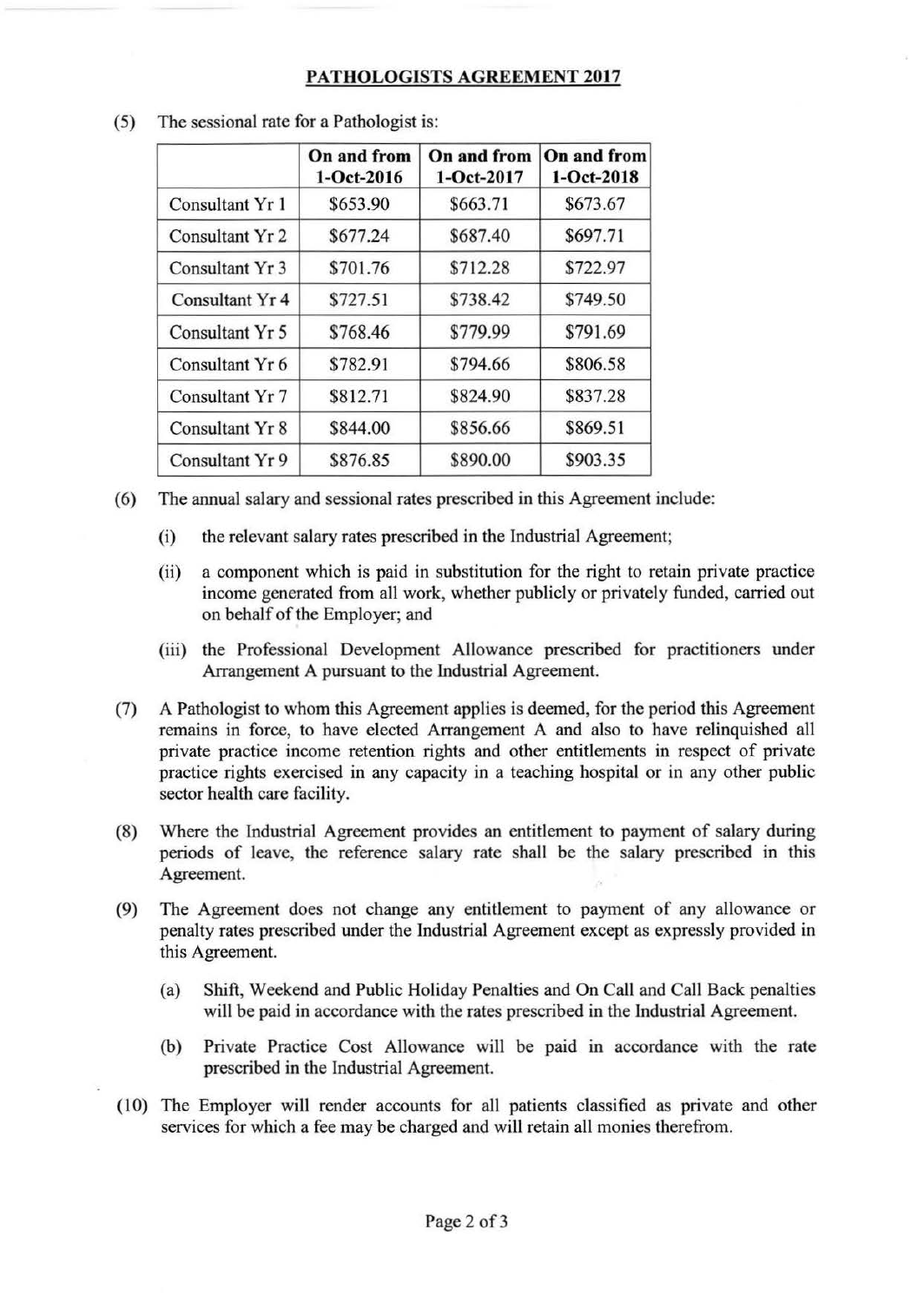**PATHOLOGISTS AGREEMENT 2017**

(5) The sessional rate for a Pathologist is:

| | On and from 1-Oct-2016 | On and from 1-Oct-2017 | On and from 1-Oct-2018 |
|---|---|---|---|
| Consultant Yr 1 | $653.90 | $663.71 | $673.67 |
| Consultant Yr 2 | $677.24 | $687.40 | $697.71 |
| Consultant Yr 3 | $701.76 | $712.28 | $722.97 |
| Consultant Yr 4 | $727.51 | $738.42 | $749.50 |
| Consultant Yr 5 | $768.46 | $779.99 | $791.69 |
| Consultant Yr 6 | $782.91 | $794.66 | $806.58 |
| Consultant Yr 7 | $812.71 | $824.90 | $837.28 |
| Consultant Yr 8 | $844.00 | $856.66 | $869.51 |
| Consultant Yr 9 | $876.85 | $890.00 | $903.35 |

(6) The annual salary and sessional rates prescribed in this Agreement include:

(i) the relevant salary rates prescribed in the Industrial Agreement;

(ii) a component which is paid in substitution for the right to retain private practice income generated from all work, whether publicly or privately funded, carried out on behalf of the Employer; and

(iii) the Professional Development Allowance prescribed for practitioners under Arrangement A pursuant to the Industrial Agreement.

(7) A Pathologist to whom this Agreement applies is deemed, for the period this Agreement remains in force, to have elected Arrangement A and also to have relinquished all private practice income retention rights and other entitlements in respect of private practice rights exercised in any capacity in a teaching hospital or in any other public sector health care facility.

(8) Where the Industrial Agreement provides an entitlement to payment of salary during periods of leave, the reference salary rate shall be the salary prescribed in this Agreement.

(9) The Agreement does not change any entitlement to payment of any allowance or penalty rates prescribed under the Industrial Agreement except as expressly provided in this Agreement.

(a) Shift, Weekend and Public Holiday Penalties and On Call and Call Back penalties will be paid in accordance with the rates prescribed in the Industrial Agreement.

(b) Private Practice Cost Allowance will be paid in accordance with the rate prescribed in the Industrial Agreement.

(10) The Employer will render accounts for all patients classified as private and other services for which a fee may be charged and will retain all monies therefrom.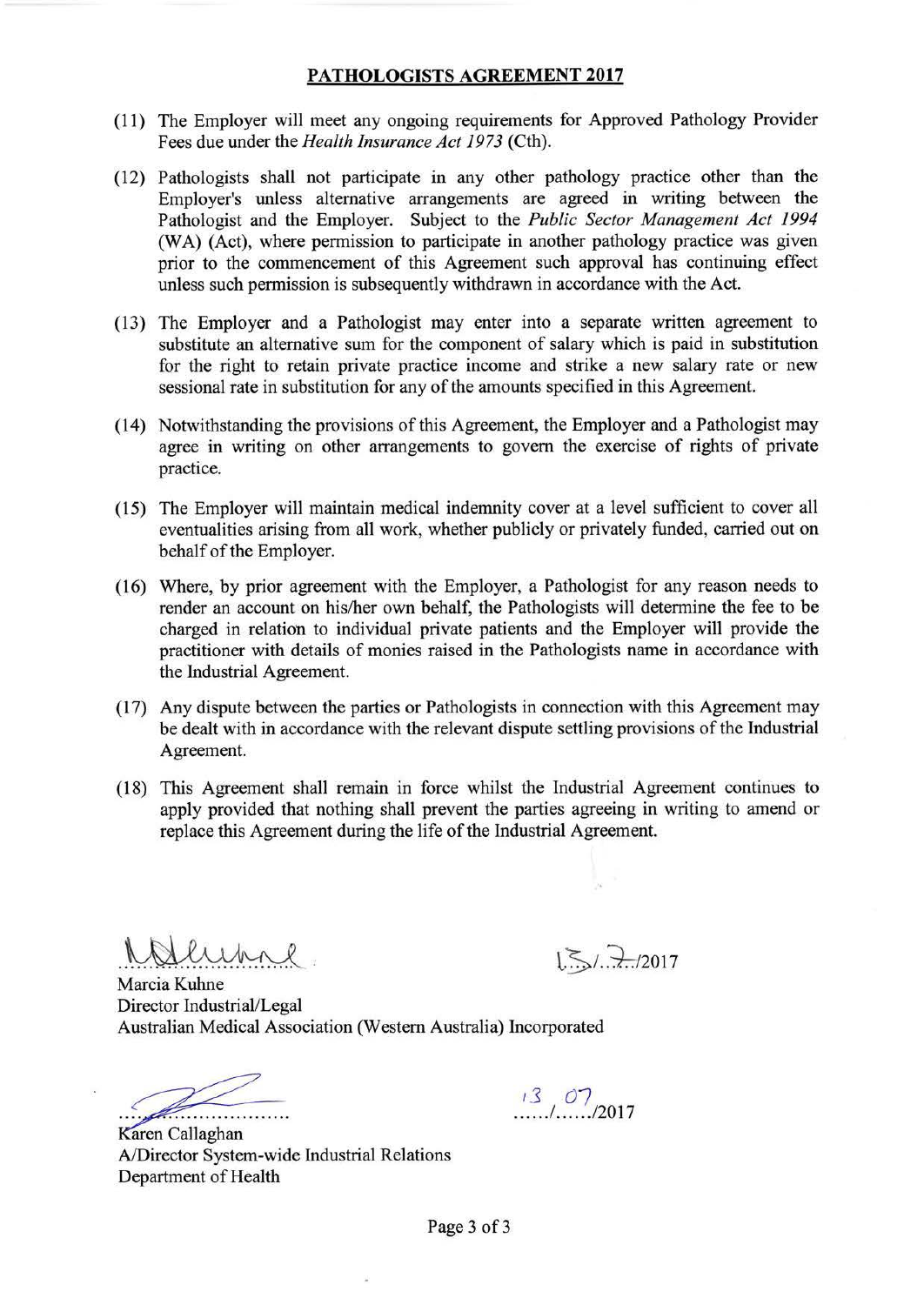## PATHOLOGISTS AGREEMENT 2017

(11) The Employer will meet any ongoing requirements for Approved Pathology Provider Fees due under the *Health Insurance Act 1973* (Cth).

(12) Pathologists shall not participate in any other pathology practice other than the Employer's unless alternative arrangements are agreed in writing between the Pathologist and the Employer. Subject to the *Public Sector Management Act 1994* (WA) (Act), where permission to participate in another pathology practice was given prior to the commencement of this Agreement such approval has continuing effect unless such permission is subsequently withdrawn in accordance with the Act.

(13) The Employer and a Pathologist may enter into a separate written agreement to substitute an alternative sum for the component of salary which is paid in substitution for the right to retain private practice income and strike a new salary rate or new sessional rate in substitution for any of the amounts specified in this Agreement.

(14) Notwithstanding the provisions of this Agreement, the Employer and a Pathologist may agree in writing on other arrangements to govern the exercise of rights of private practice.

(15) The Employer will maintain medical indemnity cover at a level sufficient to cover all eventualities arising from all work, whether publicly or privately funded, carried out on behalf of the Employer.

(16) Where, by prior agreement with the Employer, a Pathologist for any reason needs to render an account on his/her own behalf, the Pathologists will determine the fee to be charged in relation to individual private patients and the Employer will provide the practitioner with details of monies raised in the Pathologists name in accordance with the Industrial Agreement.

(17) Any dispute between the parties or Pathologists in connection with this Agreement may be dealt with in accordance with the relevant dispute settling provisions of the Industrial Agreement.

(18) This Agreement shall remain in force whilst the Industrial Agreement continues to apply provided that nothing shall prevent the parties agreeing in writing to amend or replace this Agreement during the life of the Industrial Agreement.

[Signature] 13/7/2017

Marcia Kuhne
Director Industrial/Legal
Australian Medical Association (Western Australia) Incorporated

[Signature] 13/07/2017

Karen Callaghan
A/Director System-wide Industrial Relations
Department of Health